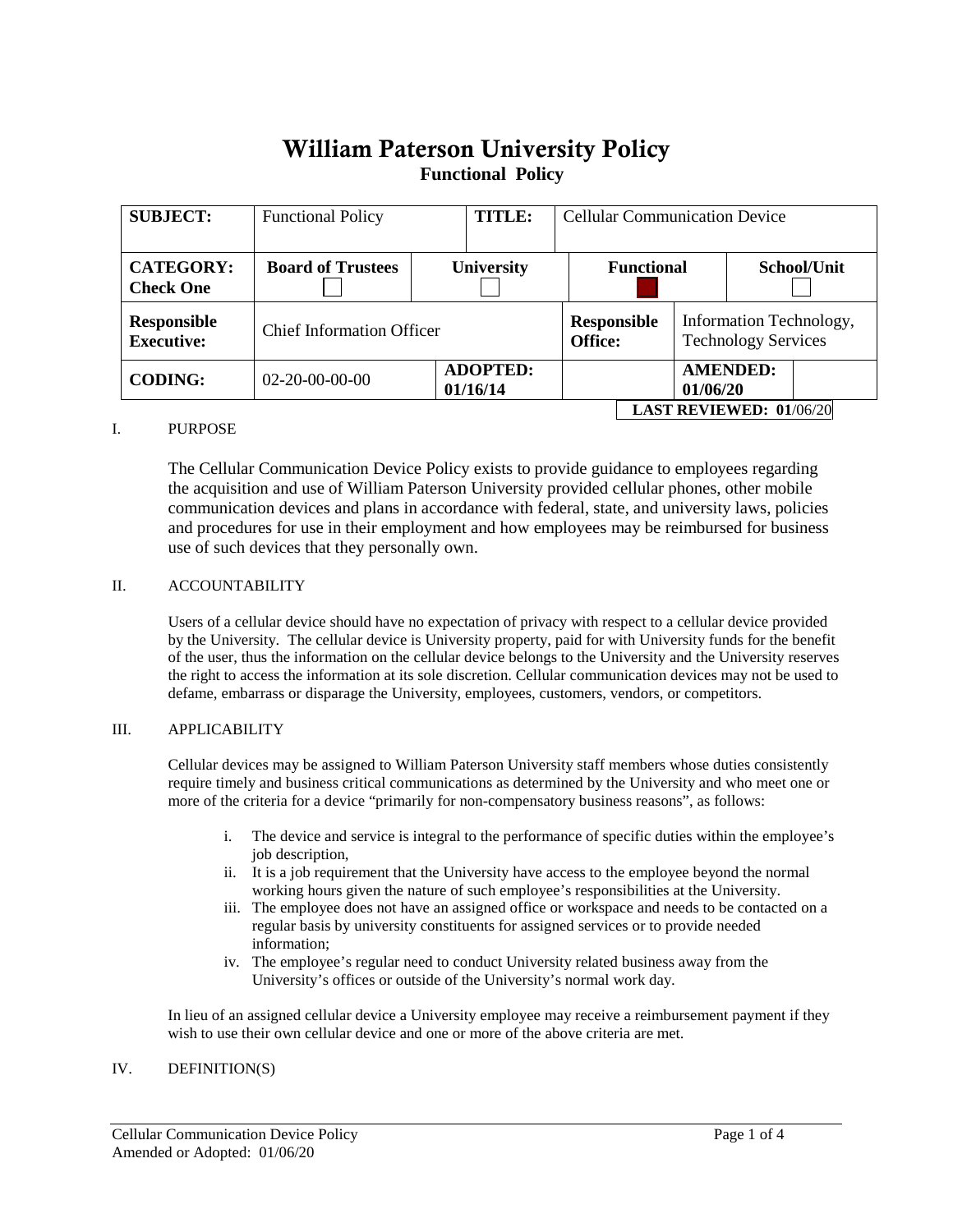# William Paterson University Policy

## Functional Policy

| SUBJECT: | Functional Policy | | TITLE: | Cellular Communication Device | |
|---|---|---|---|---|---|
| CATEGORY: Check One | Board of Trustees ☐ | University ☐ | | Functional ■ | School/Unit ☐ |
| Responsible Executive: | Chief Information Officer | | | Responsible Office: | Information Technology, Technology Services |
| CODING: | 02-20-00-00-00 | ADOPTED: 01/16/14 | | AMENDED: 01/06/20 | |

**LAST REVIEWED: 01**/06/20

I. PURPOSE

The Cellular Communication Device Policy exists to provide guidance to employees regarding the acquisition and use of William Paterson University provided cellular phones, other mobile communication devices and plans in accordance with federal, state, and university laws, policies and procedures for use in their employment and how employees may be reimbursed for business use of such devices that they personally own.

II. ACCOUNTABILITY

Users of a cellular device should have no expectation of privacy with respect to a cellular device provided by the University. The cellular device is University property, paid for with University funds for the benefit of the user, thus the information on the cellular device belongs to the University and the University reserves the right to access the information at its sole discretion. Cellular communication devices may not be used to defame, embarrass or disparage the University, employees, customers, vendors, or competitors.

III. APPLICABILITY

Cellular devices may be assigned to William Paterson University staff members whose duties consistently require timely and business critical communications as determined by the University and who meet one or more of the criteria for a device "primarily for non-compensatory business reasons", as follows:

i. The device and service is integral to the performance of specific duties within the employee's job description,
ii. It is a job requirement that the University have access to the employee beyond the normal working hours given the nature of such employee's responsibilities at the University.
iii. The employee does not have an assigned office or workspace and needs to be contacted on a regular basis by university constituents for assigned services or to provide needed information;
iv. The employee's regular need to conduct University related business away from the University's offices or outside of the University's normal work day.

In lieu of an assigned cellular device a University employee may receive a reimbursement payment if they wish to use their own cellular device and one or more of the above criteria are met.

IV. DEFINITION(S)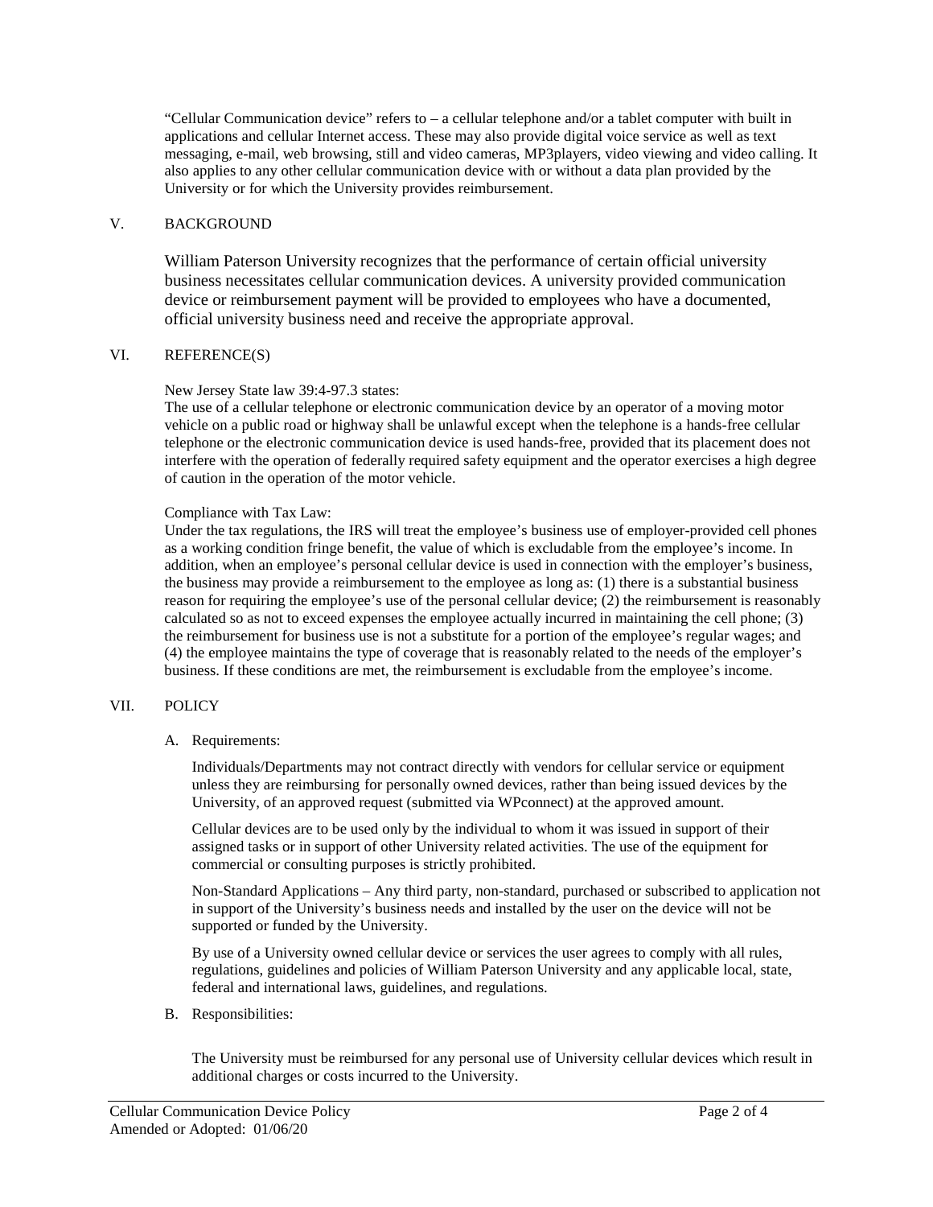"Cellular Communication device" refers to – a cellular telephone and/or a tablet computer with built in applications and cellular Internet access. These may also provide digital voice service as well as text messaging, e-mail, web browsing, still and video cameras, MP3players, video viewing and video calling. It also applies to any other cellular communication device with or without a data plan provided by the University or for which the University provides reimbursement.

## V. BACKGROUND

William Paterson University recognizes that the performance of certain official university business necessitates cellular communication devices. A university provided communication device or reimbursement payment will be provided to employees who have a documented, official university business need and receive the appropriate approval.

## VI. REFERENCE(S)

New Jersey State law 39:4-97.3 states:
The use of a cellular telephone or electronic communication device by an operator of a moving motor vehicle on a public road or highway shall be unlawful except when the telephone is a hands-free cellular telephone or the electronic communication device is used hands-free, provided that its placement does not interfere with the operation of federally required safety equipment and the operator exercises a high degree of caution in the operation of the motor vehicle.

Compliance with Tax Law:
Under the tax regulations, the IRS will treat the employee's business use of employer-provided cell phones as a working condition fringe benefit, the value of which is excludable from the employee's income. In addition, when an employee's personal cellular device is used in connection with the employer's business, the business may provide a reimbursement to the employee as long as: (1) there is a substantial business reason for requiring the employee's use of the personal cellular device; (2) the reimbursement is reasonably calculated so as not to exceed expenses the employee actually incurred in maintaining the cell phone; (3) the reimbursement for business use is not a substitute for a portion of the employee's regular wages; and (4) the employee maintains the type of coverage that is reasonably related to the needs of the employer's business. If these conditions are met, the reimbursement is excludable from the employee's income.

## VII. POLICY

### A. Requirements:

Individuals/Departments may not contract directly with vendors for cellular service or equipment unless they are reimbursing for personally owned devices, rather than being issued devices by the University, of an approved request (submitted via WPconnect) at the approved amount.

Cellular devices are to be used only by the individual to whom it was issued in support of their assigned tasks or in support of other University related activities. The use of the equipment for commercial or consulting purposes is strictly prohibited.

Non-Standard Applications – Any third party, non-standard, purchased or subscribed to application not in support of the University's business needs and installed by the user on the device will not be supported or funded by the University.

By use of a University owned cellular device or services the user agrees to comply with all rules, regulations, guidelines and policies of William Paterson University and any applicable local, state, federal and international laws, guidelines, and regulations.

### B. Responsibilities:

The University must be reimbursed for any personal use of University cellular devices which result in additional charges or costs incurred to the University.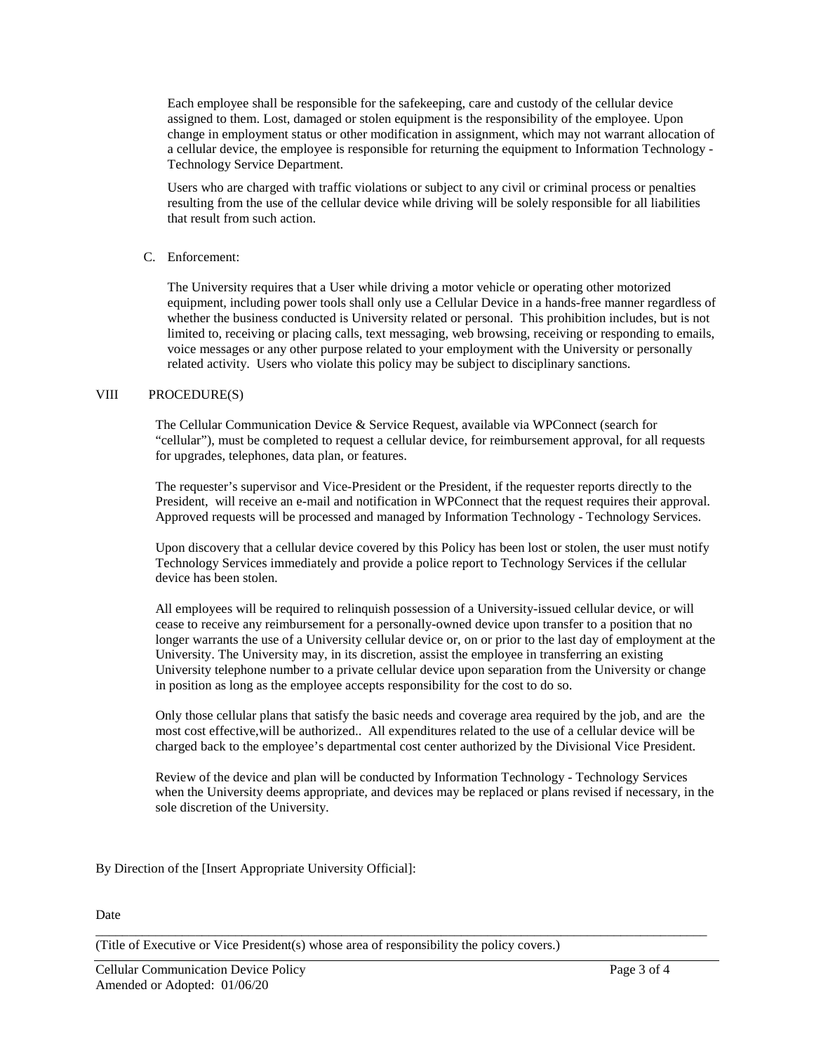Each employee shall be responsible for the safekeeping, care and custody of the cellular device assigned to them. Lost, damaged or stolen equipment is the responsibility of the employee. Upon change in employment status or other modification in assignment, which may not warrant allocation of a cellular device, the employee is responsible for returning the equipment to Information Technology - Technology Service Department.

Users who are charged with traffic violations or subject to any civil or criminal process or penalties resulting from the use of the cellular device while driving will be solely responsible for all liabilities that result from such action.

C. Enforcement:

The University requires that a User while driving a motor vehicle or operating other motorized equipment, including power tools shall only use a Cellular Device in a hands-free manner regardless of whether the business conducted is University related or personal. This prohibition includes, but is not limited to, receiving or placing calls, text messaging, web browsing, receiving or responding to emails, voice messages or any other purpose related to your employment with the University or personally related activity. Users who violate this policy may be subject to disciplinary sanctions.

## VIII PROCEDURE(S)

The Cellular Communication Device & Service Request, available via WPConnect (search for "cellular"), must be completed to request a cellular device, for reimbursement approval, for all requests for upgrades, telephones, data plan, or features.

The requester's supervisor and Vice-President or the President, if the requester reports directly to the President, will receive an e-mail and notification in WPConnect that the request requires their approval. Approved requests will be processed and managed by Information Technology - Technology Services.

Upon discovery that a cellular device covered by this Policy has been lost or stolen, the user must notify Technology Services immediately and provide a police report to Technology Services if the cellular device has been stolen.

All employees will be required to relinquish possession of a University-issued cellular device, or will cease to receive any reimbursement for a personally-owned device upon transfer to a position that no longer warrants the use of a University cellular device or, on or prior to the last day of employment at the University. The University may, in its discretion, assist the employee in transferring an existing University telephone number to a private cellular device upon separation from the University or change in position as long as the employee accepts responsibility for the cost to do so.

Only those cellular plans that satisfy the basic needs and coverage area required by the job, and are the most cost effective,will be authorized.. All expenditures related to the use of a cellular device will be charged back to the employee's departmental cost center authorized by the Divisional Vice President.

Review of the device and plan will be conducted by Information Technology - Technology Services when the University deems appropriate, and devices may be replaced or plans revised if necessary, in the sole discretion of the University.

By Direction of the [Insert Appropriate University Official]:

Date

___________________________________________________________________________________

(Title of Executive or Vice President(s) whose area of responsibility the policy covers.)

Cellular Communication Device Policy
Amended or Adopted: 01/06/20